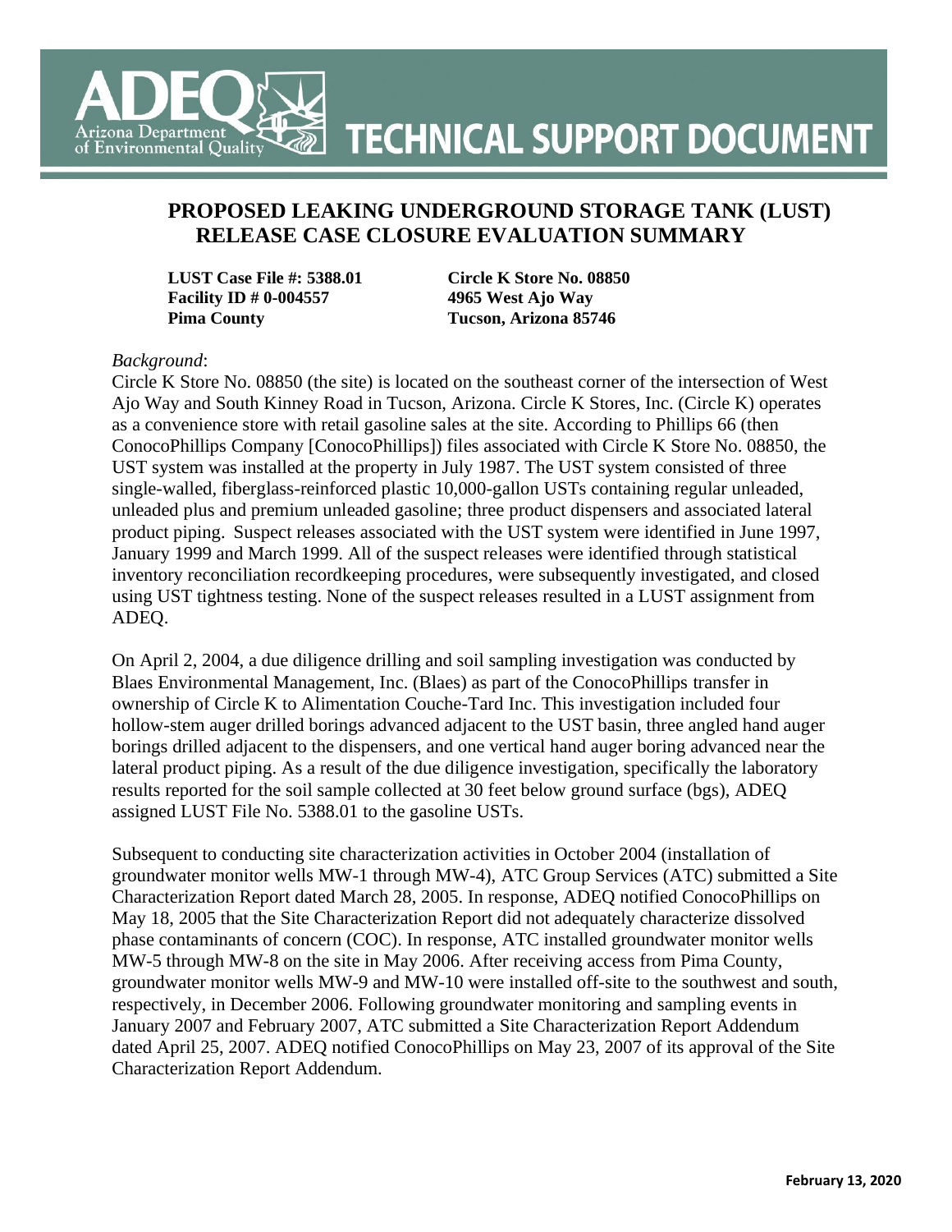# TECHNICAL SUPPORT DOCUMENT

## PROPOSED LEAKING UNDERGROUND STORAGE TANK (LUST) RELEASE CASE CLOSURE EVALUATION SUMMARY

**LUST Case File #: 5388.01**
**Facility ID # 0-004557**
**Pima County**

**Circle K Store No. 08850**
**4965 West Ajo Way**
**Tucson, Arizona 85746**

*Background*:

Circle K Store No. 08850 (the site) is located on the southeast corner of the intersection of West Ajo Way and South Kinney Road in Tucson, Arizona. Circle K Stores, Inc. (Circle K) operates as a convenience store with retail gasoline sales at the site. According to Phillips 66 (then ConocoPhillips Company [ConocoPhillips]) files associated with Circle K Store No. 08850, the UST system was installed at the property in July 1987. The UST system consisted of three single-walled, fiberglass-reinforced plastic 10,000-gallon USTs containing regular unleaded, unleaded plus and premium unleaded gasoline; three product dispensers and associated lateral product piping. Suspect releases associated with the UST system were identified in June 1997, January 1999 and March 1999. All of the suspect releases were identified through statistical inventory reconciliation recordkeeping procedures, were subsequently investigated, and closed using UST tightness testing. None of the suspect releases resulted in a LUST assignment from ADEQ.

On April 2, 2004, a due diligence drilling and soil sampling investigation was conducted by Blaes Environmental Management, Inc. (Blaes) as part of the ConocoPhillips transfer in ownership of Circle K to Alimentation Couche-Tard Inc. This investigation included four hollow-stem auger drilled borings advanced adjacent to the UST basin, three angled hand auger borings drilled adjacent to the dispensers, and one vertical hand auger boring advanced near the lateral product piping. As a result of the due diligence investigation, specifically the laboratory results reported for the soil sample collected at 30 feet below ground surface (bgs), ADEQ assigned LUST File No. 5388.01 to the gasoline USTs.

Subsequent to conducting site characterization activities in October 2004 (installation of groundwater monitor wells MW-1 through MW-4), ATC Group Services (ATC) submitted a Site Characterization Report dated March 28, 2005. In response, ADEQ notified ConocoPhillips on May 18, 2005 that the Site Characterization Report did not adequately characterize dissolved phase contaminants of concern (COC). In response, ATC installed groundwater monitor wells MW-5 through MW-8 on the site in May 2006. After receiving access from Pima County, groundwater monitor wells MW-9 and MW-10 were installed off-site to the southwest and south, respectively, in December 2006. Following groundwater monitoring and sampling events in January 2007 and February 2007, ATC submitted a Site Characterization Report Addendum dated April 25, 2007. ADEQ notified ConocoPhillips on May 23, 2007 of its approval of the Site Characterization Report Addendum.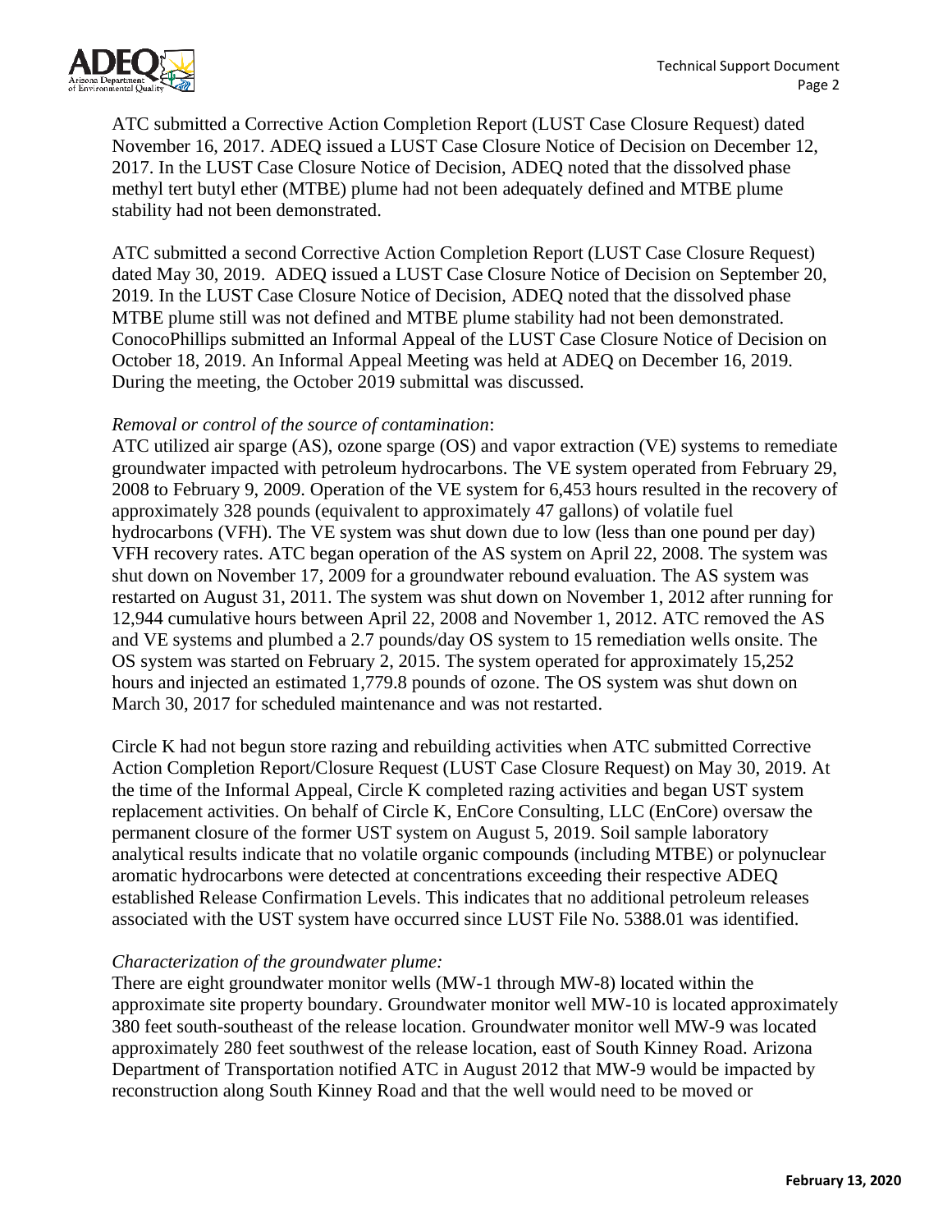ATC submitted a Corrective Action Completion Report (LUST Case Closure Request) dated November 16, 2017. ADEQ issued a LUST Case Closure Notice of Decision on December 12, 2017. In the LUST Case Closure Notice of Decision, ADEQ noted that the dissolved phase methyl tert butyl ether (MTBE) plume had not been adequately defined and MTBE plume stability had not been demonstrated.

ATC submitted a second Corrective Action Completion Report (LUST Case Closure Request) dated May 30, 2019. ADEQ issued a LUST Case Closure Notice of Decision on September 20, 2019. In the LUST Case Closure Notice of Decision, ADEQ noted that the dissolved phase MTBE plume still was not defined and MTBE plume stability had not been demonstrated. ConocoPhillips submitted an Informal Appeal of the LUST Case Closure Notice of Decision on October 18, 2019. An Informal Appeal Meeting was held at ADEQ on December 16, 2019. During the meeting, the October 2019 submittal was discussed.

*Removal or control of the source of contamination*:

ATC utilized air sparge (AS), ozone sparge (OS) and vapor extraction (VE) systems to remediate groundwater impacted with petroleum hydrocarbons. The VE system operated from February 29, 2008 to February 9, 2009. Operation of the VE system for 6,453 hours resulted in the recovery of approximately 328 pounds (equivalent to approximately 47 gallons) of volatile fuel hydrocarbons (VFH). The VE system was shut down due to low (less than one pound per day) VFH recovery rates. ATC began operation of the AS system on April 22, 2008. The system was shut down on November 17, 2009 for a groundwater rebound evaluation. The AS system was restarted on August 31, 2011. The system was shut down on November 1, 2012 after running for 12,944 cumulative hours between April 22, 2008 and November 1, 2012. ATC removed the AS and VE systems and plumbed a 2.7 pounds/day OS system to 15 remediation wells onsite. The OS system was started on February 2, 2015. The system operated for approximately 15,252 hours and injected an estimated 1,779.8 pounds of ozone. The OS system was shut down on March 30, 2017 for scheduled maintenance and was not restarted.

Circle K had not begun store razing and rebuilding activities when ATC submitted Corrective Action Completion Report/Closure Request (LUST Case Closure Request) on May 30, 2019. At the time of the Informal Appeal, Circle K completed razing activities and began UST system replacement activities. On behalf of Circle K, EnCore Consulting, LLC (EnCore) oversaw the permanent closure of the former UST system on August 5, 2019. Soil sample laboratory analytical results indicate that no volatile organic compounds (including MTBE) or polynuclear aromatic hydrocarbons were detected at concentrations exceeding their respective ADEQ established Release Confirmation Levels. This indicates that no additional petroleum releases associated with the UST system have occurred since LUST File No. 5388.01 was identified.

*Characterization of the groundwater plume:*

There are eight groundwater monitor wells (MW-1 through MW-8) located within the approximate site property boundary. Groundwater monitor well MW-10 is located approximately 380 feet south-southeast of the release location. Groundwater monitor well MW-9 was located approximately 280 feet southwest of the release location, east of South Kinney Road. Arizona Department of Transportation notified ATC in August 2012 that MW-9 would be impacted by reconstruction along South Kinney Road and that the well would need to be moved or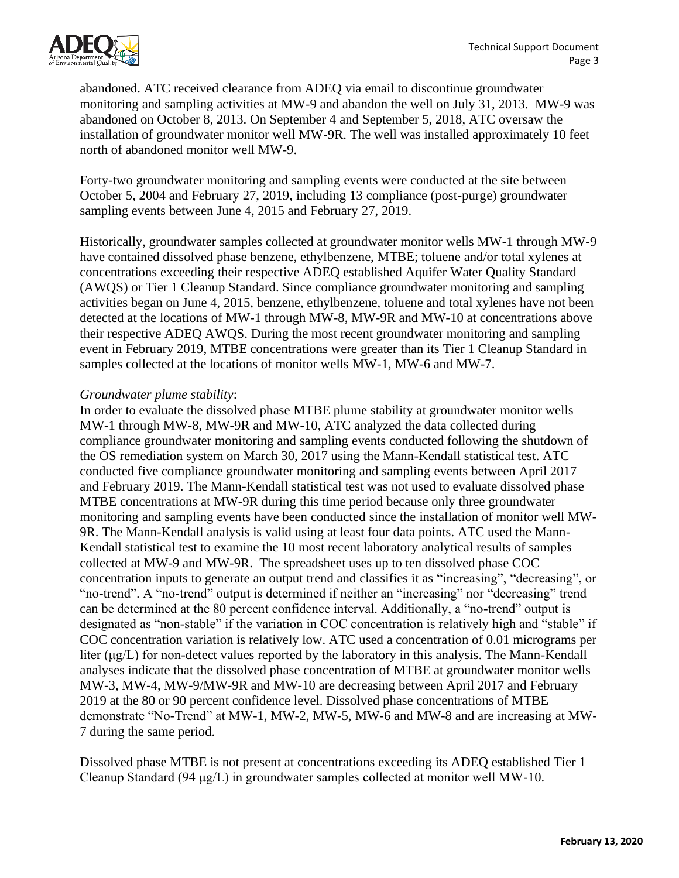abandoned. ATC received clearance from ADEQ via email to discontinue groundwater monitoring and sampling activities at MW-9 and abandon the well on July 31, 2013. MW-9 was abandoned on October 8, 2013. On September 4 and September 5, 2018, ATC oversaw the installation of groundwater monitor well MW-9R. The well was installed approximately 10 feet north of abandoned monitor well MW-9.

Forty-two groundwater monitoring and sampling events were conducted at the site between October 5, 2004 and February 27, 2019, including 13 compliance (post-purge) groundwater sampling events between June 4, 2015 and February 27, 2019.

Historically, groundwater samples collected at groundwater monitor wells MW-1 through MW-9 have contained dissolved phase benzene, ethylbenzene, MTBE; toluene and/or total xylenes at concentrations exceeding their respective ADEQ established Aquifer Water Quality Standard (AWQS) or Tier 1 Cleanup Standard. Since compliance groundwater monitoring and sampling activities began on June 4, 2015, benzene, ethylbenzene, toluene and total xylenes have not been detected at the locations of MW-1 through MW-8, MW-9R and MW-10 at concentrations above their respective ADEQ AWQS. During the most recent groundwater monitoring and sampling event in February 2019, MTBE concentrations were greater than its Tier 1 Cleanup Standard in samples collected at the locations of monitor wells MW-1, MW-6 and MW-7.

*Groundwater plume stability*:

In order to evaluate the dissolved phase MTBE plume stability at groundwater monitor wells MW-1 through MW-8, MW-9R and MW-10, ATC analyzed the data collected during compliance groundwater monitoring and sampling events conducted following the shutdown of the OS remediation system on March 30, 2017 using the Mann-Kendall statistical test. ATC conducted five compliance groundwater monitoring and sampling events between April 2017 and February 2019. The Mann-Kendall statistical test was not used to evaluate dissolved phase MTBE concentrations at MW-9R during this time period because only three groundwater monitoring and sampling events have been conducted since the installation of monitor well MW-9R. The Mann-Kendall analysis is valid using at least four data points. ATC used the Mann-Kendall statistical test to examine the 10 most recent laboratory analytical results of samples collected at MW-9 and MW-9R. The spreadsheet uses up to ten dissolved phase COC concentration inputs to generate an output trend and classifies it as "increasing", "decreasing", or "no-trend". A "no-trend" output is determined if neither an "increasing" nor "decreasing" trend can be determined at the 80 percent confidence interval. Additionally, a "no-trend" output is designated as "non-stable" if the variation in COC concentration is relatively high and "stable" if COC concentration variation is relatively low. ATC used a concentration of 0.01 micrograms per liter (µg/L) for non-detect values reported by the laboratory in this analysis. The Mann-Kendall analyses indicate that the dissolved phase concentration of MTBE at groundwater monitor wells MW-3, MW-4, MW-9/MW-9R and MW-10 are decreasing between April 2017 and February 2019 at the 80 or 90 percent confidence level. Dissolved phase concentrations of MTBE demonstrate "No-Trend" at MW-1, MW-2, MW-5, MW-6 and MW-8 and are increasing at MW-7 during the same period.

Dissolved phase MTBE is not present at concentrations exceeding its ADEQ established Tier 1 Cleanup Standard (94 µg/L) in groundwater samples collected at monitor well MW-10.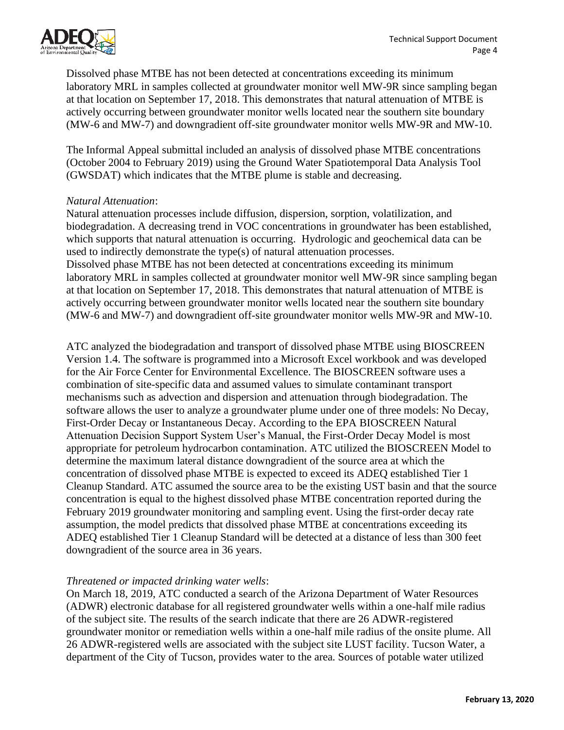Dissolved phase MTBE has not been detected at concentrations exceeding its minimum laboratory MRL in samples collected at groundwater monitor well MW-9R since sampling began at that location on September 17, 2018. This demonstrates that natural attenuation of MTBE is actively occurring between groundwater monitor wells located near the southern site boundary (MW-6 and MW-7) and downgradient off-site groundwater monitor wells MW-9R and MW-10.

The Informal Appeal submittal included an analysis of dissolved phase MTBE concentrations (October 2004 to February 2019) using the Ground Water Spatiotemporal Data Analysis Tool (GWSDAT) which indicates that the MTBE plume is stable and decreasing.

*Natural Attenuation*:
Natural attenuation processes include diffusion, dispersion, sorption, volatilization, and biodegradation. A decreasing trend in VOC concentrations in groundwater has been established, which supports that natural attenuation is occurring. Hydrologic and geochemical data can be used to indirectly demonstrate the type(s) of natural attenuation processes.
Dissolved phase MTBE has not been detected at concentrations exceeding its minimum laboratory MRL in samples collected at groundwater monitor well MW-9R since sampling began at that location on September 17, 2018. This demonstrates that natural attenuation of MTBE is actively occurring between groundwater monitor wells located near the southern site boundary (MW-6 and MW-7) and downgradient off-site groundwater monitor wells MW-9R and MW-10.

ATC analyzed the biodegradation and transport of dissolved phase MTBE using BIOSCREEN Version 1.4. The software is programmed into a Microsoft Excel workbook and was developed for the Air Force Center for Environmental Excellence. The BIOSCREEN software uses a combination of site-specific data and assumed values to simulate contaminant transport mechanisms such as advection and dispersion and attenuation through biodegradation. The software allows the user to analyze a groundwater plume under one of three models: No Decay, First-Order Decay or Instantaneous Decay. According to the EPA BIOSCREEN Natural Attenuation Decision Support System User's Manual, the First-Order Decay Model is most appropriate for petroleum hydrocarbon contamination. ATC utilized the BIOSCREEN Model to determine the maximum lateral distance downgradient of the source area at which the concentration of dissolved phase MTBE is expected to exceed its ADEQ established Tier 1 Cleanup Standard. ATC assumed the source area to be the existing UST basin and that the source concentration is equal to the highest dissolved phase MTBE concentration reported during the February 2019 groundwater monitoring and sampling event. Using the first-order decay rate assumption, the model predicts that dissolved phase MTBE at concentrations exceeding its ADEQ established Tier 1 Cleanup Standard will be detected at a distance of less than 300 feet downgradient of the source area in 36 years.

*Threatened or impacted drinking water wells*:
On March 18, 2019, ATC conducted a search of the Arizona Department of Water Resources (ADWR) electronic database for all registered groundwater wells within a one-half mile radius of the subject site. The results of the search indicate that there are 26 ADWR-registered groundwater monitor or remediation wells within a one-half mile radius of the onsite plume. All 26 ADWR-registered wells are associated with the subject site LUST facility. Tucson Water, a department of the City of Tucson, provides water to the area. Sources of potable water utilized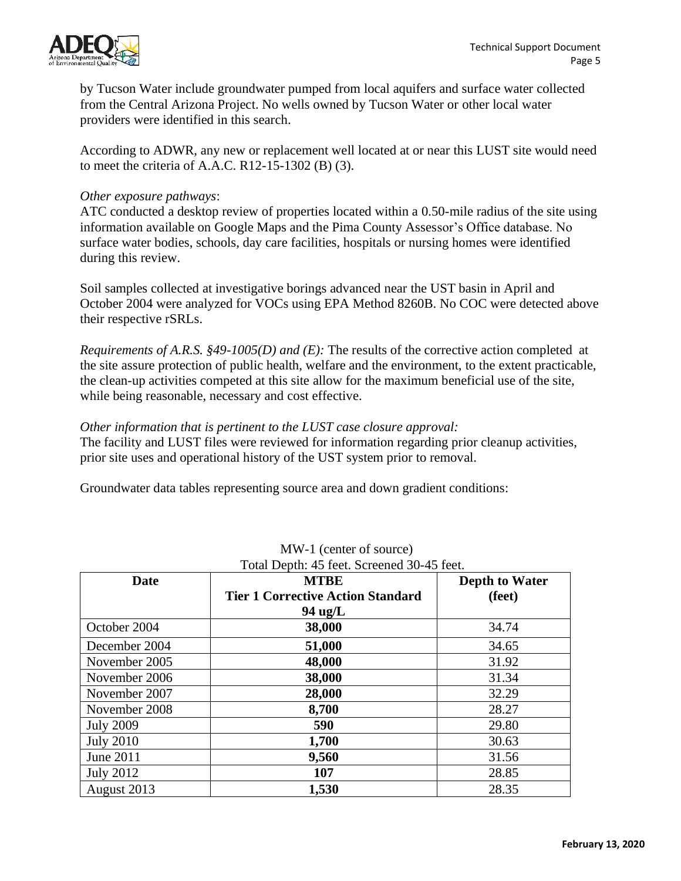by Tucson Water include groundwater pumped from local aquifers and surface water collected from the Central Arizona Project. No wells owned by Tucson Water or other local water providers were identified in this search.

According to ADWR, any new or replacement well located at or near this LUST site would need to meet the criteria of A.A.C. R12-15-1302 (B) (3).

*Other exposure pathways*:
ATC conducted a desktop review of properties located within a 0.50-mile radius of the site using information available on Google Maps and the Pima County Assessor's Office database. No surface water bodies, schools, day care facilities, hospitals or nursing homes were identified during this review.

Soil samples collected at investigative borings advanced near the UST basin in April and October 2004 were analyzed for VOCs using EPA Method 8260B. No COC were detected above their respective rSRLs.

*Requirements of A.R.S. §49-1005(D) and (E):* The results of the corrective action completed at the site assure protection of public health, welfare and the environment, to the extent practicable, the clean-up activities competed at this site allow for the maximum beneficial use of the site, while being reasonable, necessary and cost effective.

*Other information that is pertinent to the LUST case closure approval:*
The facility and LUST files were reviewed for information regarding prior cleanup activities, prior site uses and operational history of the UST system prior to removal.

Groundwater data tables representing source area and down gradient conditions:

MW-1 (center of source)
Total Depth: 45 feet. Screened 30-45 feet.

| Date | MTBE Tier 1 Corrective Action Standard 94 ug/L | Depth to Water (feet) |
|---|---|---|
| October 2004 | **38,000** | 34.74 |
| December 2004 | **51,000** | 34.65 |
| November 2005 | **48,000** | 31.92 |
| November 2006 | **38,000** | 31.34 |
| November 2007 | **28,000** | 32.29 |
| November 2008 | **8,700** | 28.27 |
| July 2009 | **590** | 29.80 |
| July 2010 | **1,700** | 30.63 |
| June 2011 | **9,560** | 31.56 |
| July 2012 | **107** | 28.85 |
| August 2013 | **1,530** | 28.35 |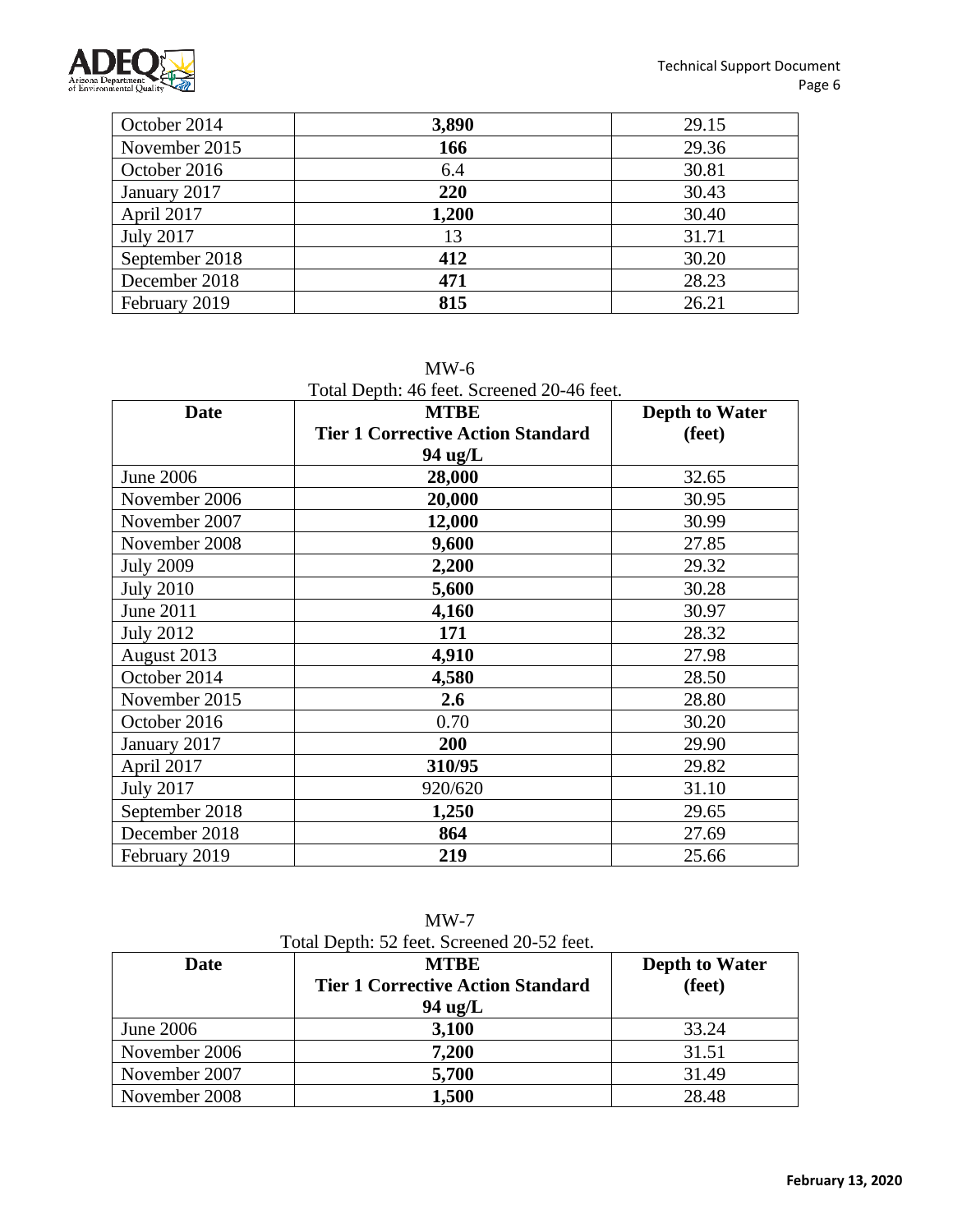| October 2014 | **3,890** | 29.15 |
|---|---|---|
| November 2015 | **166** | 29.36 |
| October 2016 | 6.4 | 30.81 |
| January 2017 | **220** | 30.43 |
| April 2017 | **1,200** | 30.40 |
| July 2017 | 13 | 31.71 |
| September 2018 | **412** | 30.20 |
| December 2018 | **471** | 28.23 |
| February 2019 | **815** | 26.21 |

MW-6
Total Depth: 46 feet. Screened 20-46 feet.

| Date | MTBE Tier 1 Corrective Action Standard 94 ug/L | Depth to Water (feet) |
|---|---|---|
| June 2006 | **28,000** | 32.65 |
| November 2006 | **20,000** | 30.95 |
| November 2007 | **12,000** | 30.99 |
| November 2008 | **9,600** | 27.85 |
| July 2009 | **2,200** | 29.32 |
| July 2010 | **5,600** | 30.28 |
| June 2011 | **4,160** | 30.97 |
| July 2012 | **171** | 28.32 |
| August 2013 | **4,910** | 27.98 |
| October 2014 | **4,580** | 28.50 |
| November 2015 | **2.6** | 28.80 |
| October 2016 | 0.70 | 30.20 |
| January 2017 | **200** | 29.90 |
| April 2017 | **310/95** | 29.82 |
| July 2017 | 920/620 | 31.10 |
| September 2018 | **1,250** | 29.65 |
| December 2018 | **864** | 27.69 |
| February 2019 | **219** | 25.66 |

MW-7
Total Depth: 52 feet. Screened 20-52 feet.

| Date | MTBE Tier 1 Corrective Action Standard 94 ug/L | Depth to Water (feet) |
|---|---|---|
| June 2006 | **3,100** | 33.24 |
| November 2006 | **7,200** | 31.51 |
| November 2007 | **5,700** | 31.49 |
| November 2008 | **1,500** | 28.48 |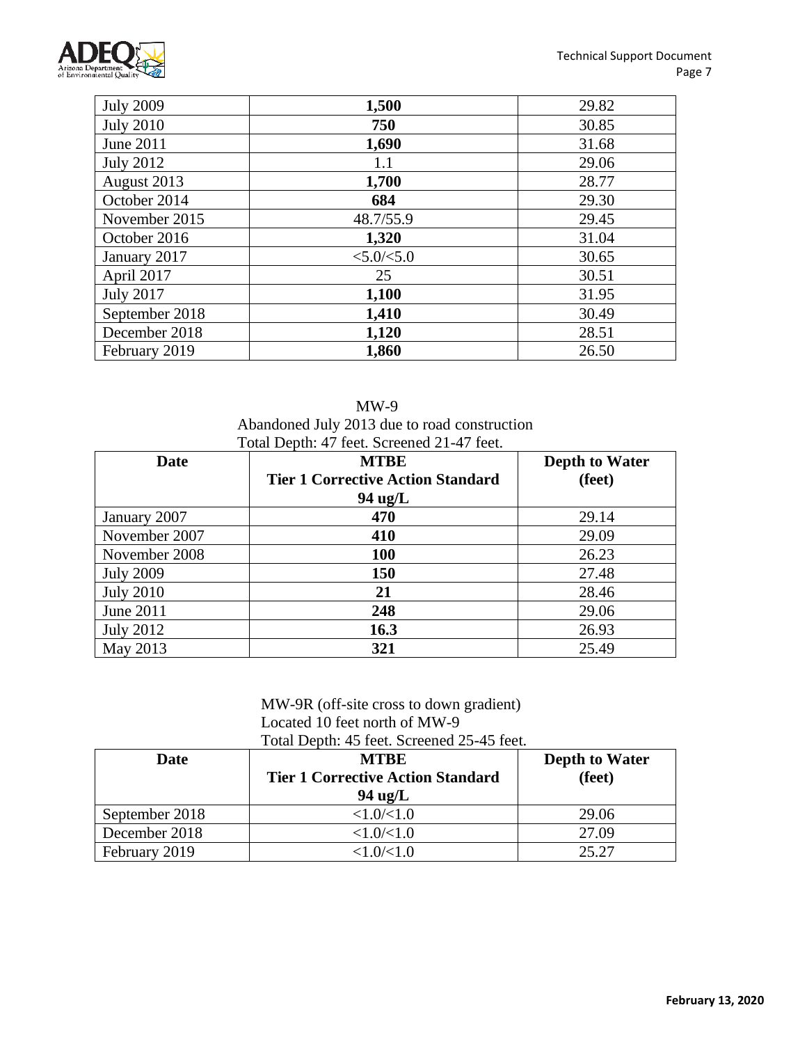| July 2009 | **1,500** | 29.82 |
|---|---|---|
| July 2010 | **750** | 30.85 |
| June 2011 | **1,690** | 31.68 |
| July 2012 | 1.1 | 29.06 |
| August 2013 | **1,700** | 28.77 |
| October 2014 | **684** | 29.30 |
| November 2015 | 48.7/55.9 | 29.45 |
| October 2016 | **1,320** | 31.04 |
| January 2017 | <5.0/<5.0 | 30.65 |
| April 2017 | 25 | 30.51 |
| July 2017 | **1,100** | 31.95 |
| September 2018 | **1,410** | 30.49 |
| December 2018 | **1,120** | 28.51 |
| February 2019 | **1,860** | 26.50 |

MW-9
Abandoned July 2013 due to road construction
Total Depth: 47 feet. Screened 21-47 feet.

| **Date** | **MTBE Tier 1 Corrective Action Standard 94 ug/L** | **Depth to Water (feet)** |
|---|---|---|
| January 2007 | **470** | 29.14 |
| November 2007 | **410** | 29.09 |
| November 2008 | **100** | 26.23 |
| July 2009 | **150** | 27.48 |
| July 2010 | **21** | 28.46 |
| June 2011 | **248** | 29.06 |
| July 2012 | **16.3** | 26.93 |
| May 2013 | **321** | 25.49 |

MW-9R (off-site cross to down gradient)
Located 10 feet north of MW-9
Total Depth: 45 feet. Screened 25-45 feet.

| **Date** | **MTBE Tier 1 Corrective Action Standard 94 ug/L** | **Depth to Water (feet)** |
|---|---|---|
| September 2018 | <1.0/<1.0 | 29.06 |
| December 2018 | <1.0/<1.0 | 27.09 |
| February 2019 | <1.0/<1.0 | 25.27 |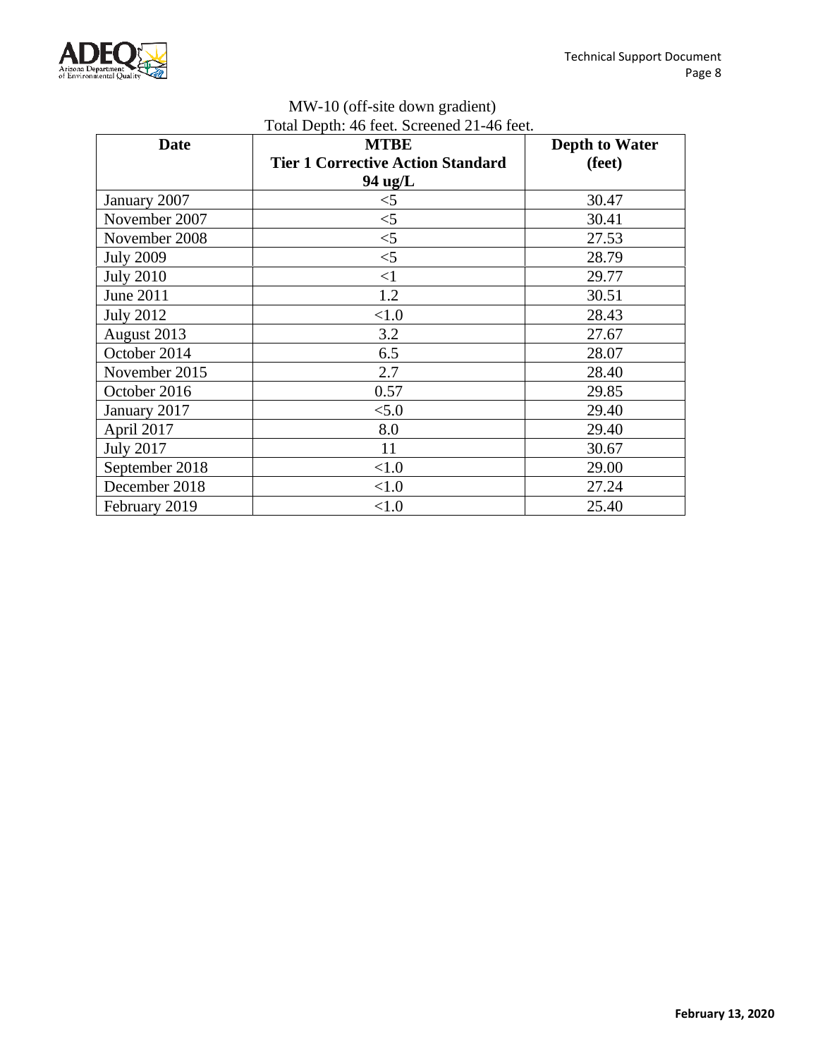MW-10 (off-site down gradient)
Total Depth: 46 feet. Screened 21-46 feet.

| Date | MTBE<br>Tier 1 Corrective Action Standard<br>94 ug/L | Depth to Water (feet) |
|---|---|---|
| January 2007 | <5 | 30.47 |
| November 2007 | <5 | 30.41 |
| November 2008 | <5 | 27.53 |
| July 2009 | <5 | 28.79 |
| July 2010 | <1 | 29.77 |
| June 2011 | 1.2 | 30.51 |
| July 2012 | <1.0 | 28.43 |
| August 2013 | 3.2 | 27.67 |
| October 2014 | 6.5 | 28.07 |
| November 2015 | 2.7 | 28.40 |
| October 2016 | 0.57 | 29.85 |
| January 2017 | <5.0 | 29.40 |
| April 2017 | 8.0 | 29.40 |
| July 2017 | 11 | 30.67 |
| September 2018 | <1.0 | 29.00 |
| December 2018 | <1.0 | 27.24 |
| February 2019 | <1.0 | 25.40 |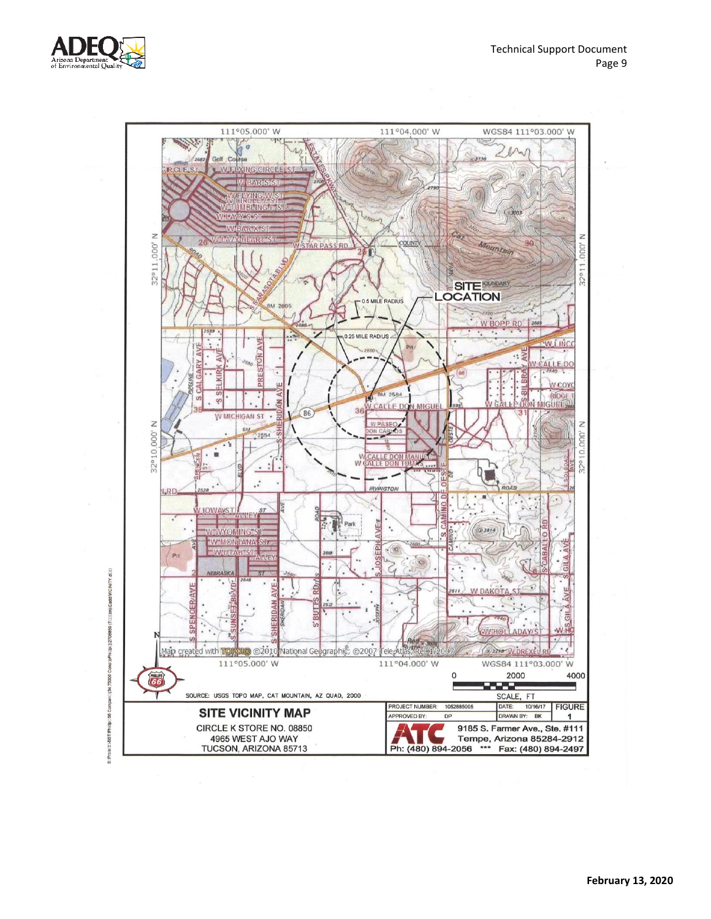SOURCE: USGS TOPO MAP, CAT MOUNTAIN, AZ QUAD, 2000

SCALE, FT

| SITE VICINITY MAP | PROJECT NUMBER: 1052885005 | DATE: 10/16/17 | FIGURE |
|---|---|---|---|
| CIRCLE K STORE NO. 08850 | APPROVED BY: DP | DRAWN BY: BK | 1 |
| 4965 WEST AJO WAY | ATC 9185 S. Farmer Ave., Ste. #111 | | |
| TUCSON, ARIZONA 85713 | Tempe, Arizona 85284-2912 | | |
| | Ph: (480) 894-2056 *** Fax: (480) 894-2497 | | |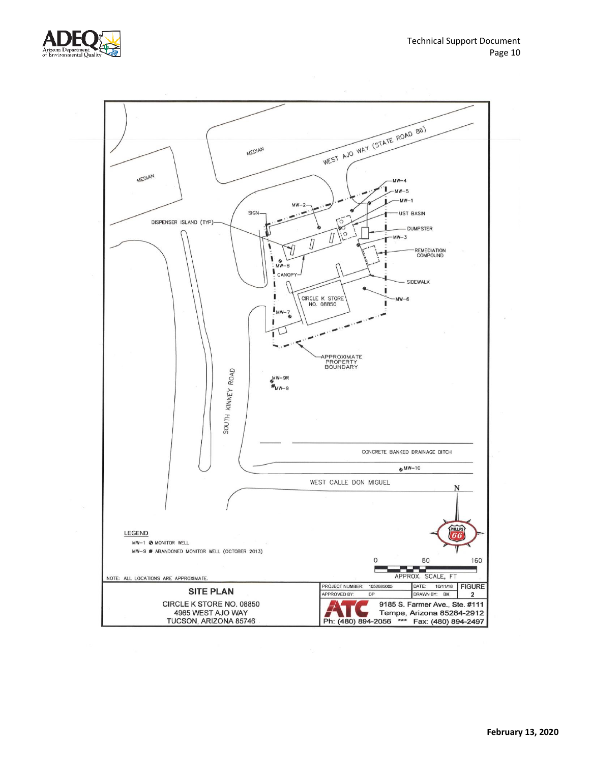WEST AJO WAY (STATE ROAD 86)

MEDIAN

MEDIAN

MW-4

MW-5

MW-1

MW-2

SIGN

UST BASIN

DISPENSER ISLAND (TYP)

DUMPSTER

MW-3

REMEDIATION COMPOUND

MW-8

CANOPY

SIDEWALK

CIRCLE K STORE NO. 08850

MW-6

MW-7

APPROXIMATE PROPERTY BOUNDARY

MW-9R

MW-9

SOUTH KINNEY ROAD

CONCRETE BANKED DRAINAGE DITCH

MW-10

WEST CALLE DON MIGUEL

N

LEGEND

MW-1 MONITOR WELL

MW-9 ABANDONED MONITOR WELL (OCTOBER 2013)

0 80 160

APPROX. SCALE, FT

NOTE: ALL LOCATIONS ARE APPROXIMATE.

| SITE PLAN | PROJECT NUMBER: 1052885005 | DATE: 10/11/18 | FIGURE |
|---|---|---|---|
| CIRCLE K STORE NO. 08850<br>4965 WEST AJO WAY<br>TUCSON, ARIZONA 85746 | APPROVED BY: DP | DRAWN BY: BK | 2 |

ATC

9185 S. Farmer Ave., Ste. #111
Tempe, Arizona 85284-2912
Ph: (480) 894-2056 *** Fax: (480) 894-2497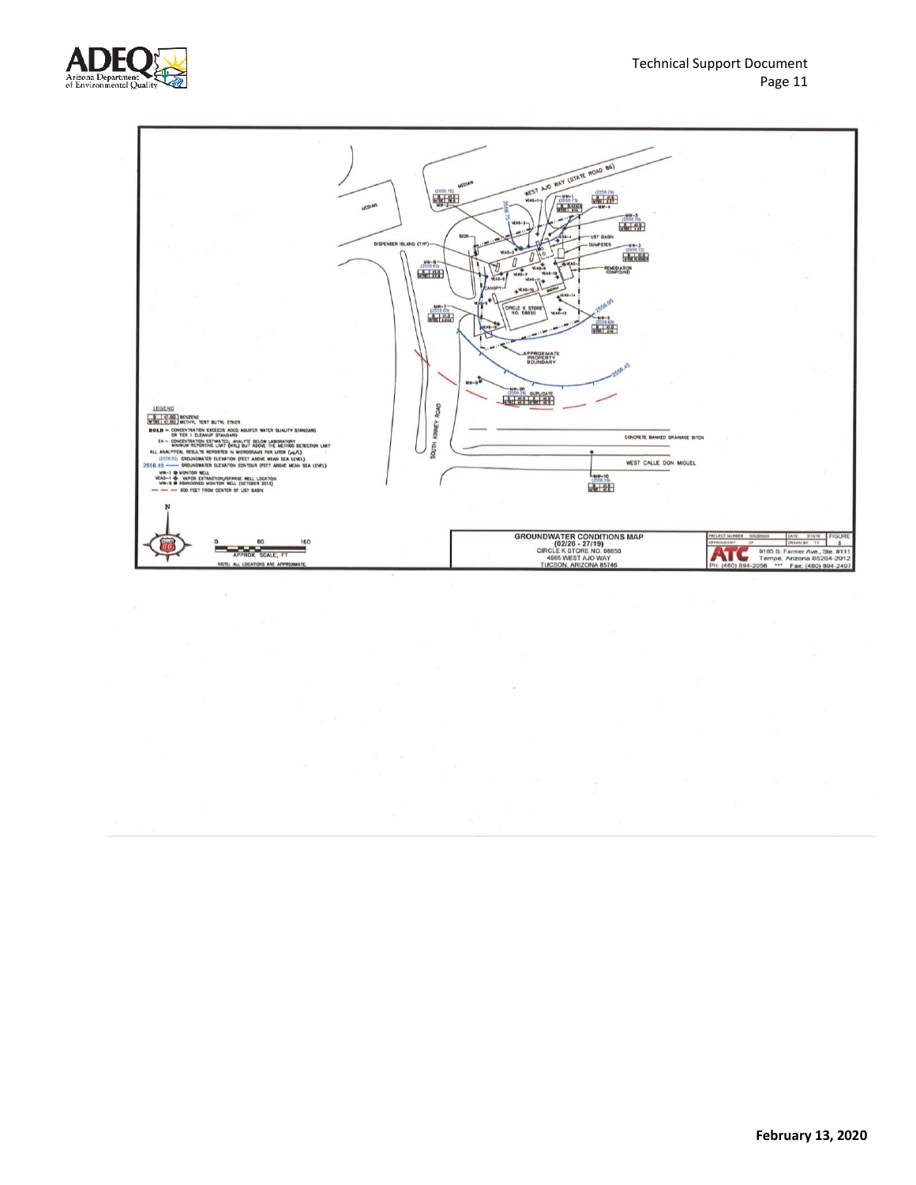LEGEND

| B | <1.00 | BENZENE |
|---|---|---|
| MTBE | <1.00 | METHYL TERT BUTYL ETHER |

BOLD = CONCENTRATION EXCEEDS ADEQ AQUIFER WATER QUALITY STANDARD OR TIER 1 CLEANUP STANDARD

EA = CONCENTRATION ESTIMATED; ANALYTE BELOW LABORATORY MINIMUM REPORTING LIMIT (MRL) BUT ABOVE THE METHOD DETECTION LIMIT

ALL ANALYTICAL RESULTS REPORTED IN MICROGRAMS PER LITER (µg/L)

(2556.60) GROUNDWATER ELEVATION (FEET ABOVE MEAN SEA LEVEL)

2556.45 —— GROUNDWATER ELEVATION CONTOUR (FEET ABOVE MEAN SEA LEVEL)

MW-1 MONITOR WELL

VEAS-1 VAPOR EXTRACTION/SPARGE WELL LOCATION

MW-5 ABANDONED MONITOR WELL (OCTOBER 2013)

— — — 300 FEET FROM CENTER OF UST BASIN

APPROX. SCALE, FT (0, 80, 160)

NOTE: ALL LOCATIONS ARE APPROXIMATE.

**GROUNDWATER CONDITIONS MAP (02/26 - 27/19)**
CIRCLE K STORE NO. 08850
4965 WEST AJO WAY
TUCSON, ARIZONA 85746

ATC — 9185 S. Farmer Ave., Ste. #111, Tempe, Arizona 85284-2912 — Ph: (480) 894-2056 *** Fax: (480) 894-2497

FIGURE 5

February 13, 2020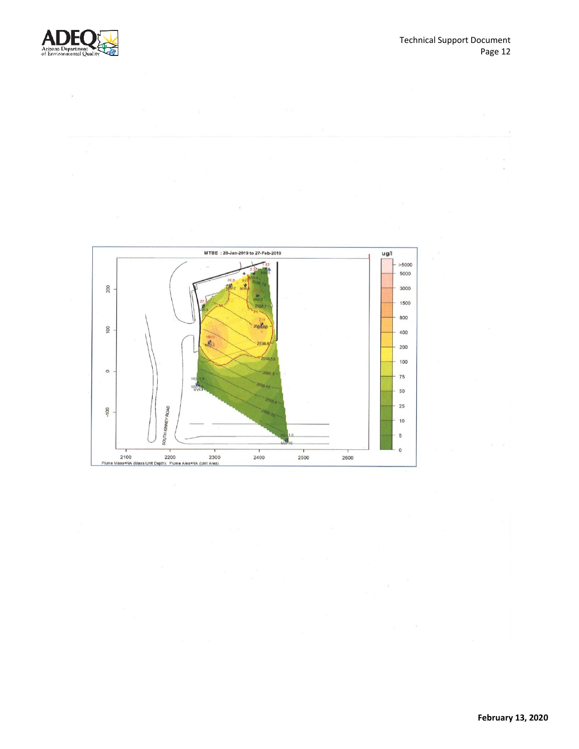MTBE : 28-Jan-2019 to 27-Feb-2019

Plume Mass=NA (Mass/Unit Depth); Plume Area=NA (Unit Area)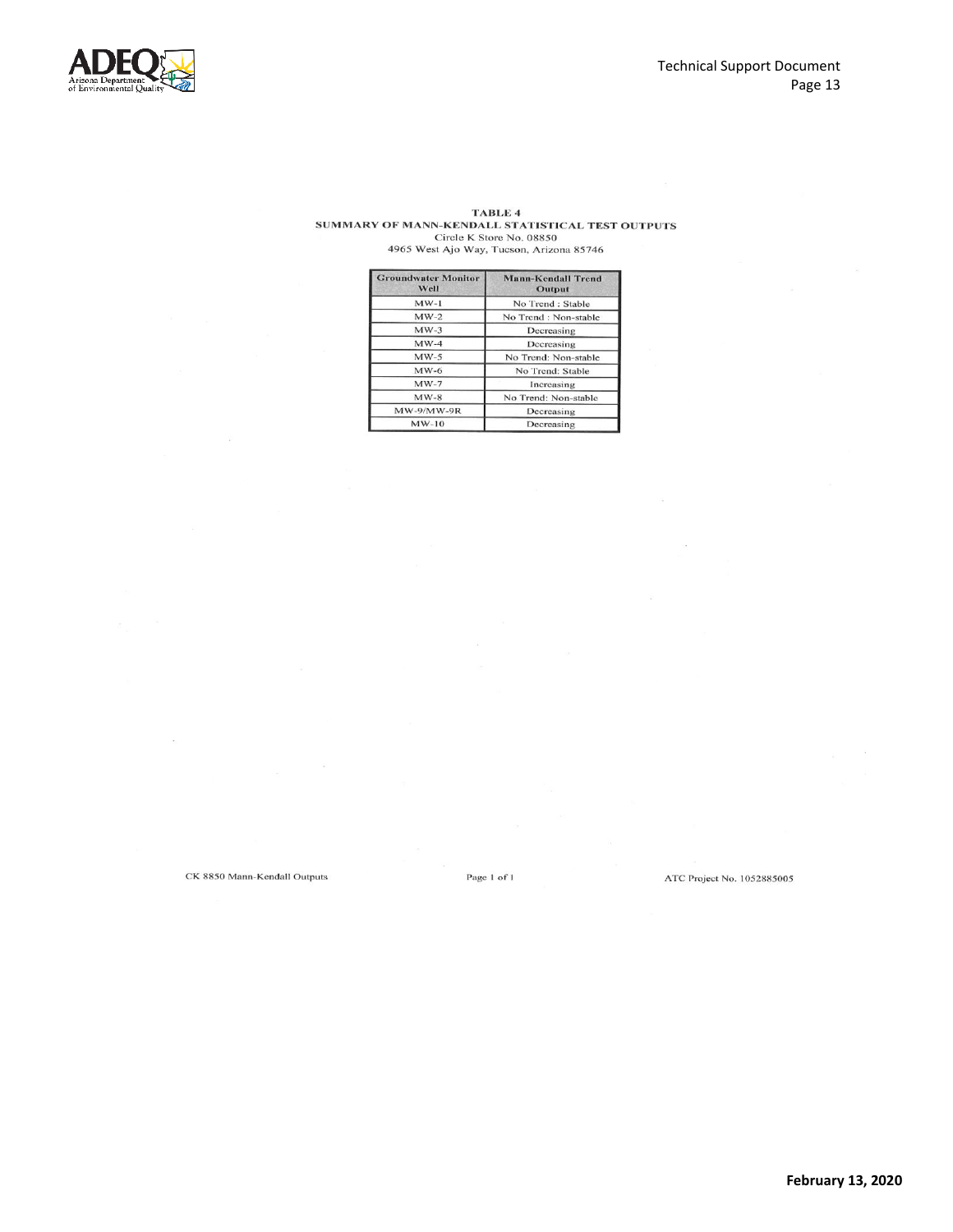**TABLE 4**
**SUMMARY OF MANN-KENDALL STATISTICAL TEST OUTPUTS**
Circle K Store No. 08850
4965 West Ajo Way, Tucson, Arizona 85746

| Groundwater Monitor Well | Mann-Kendall Trend Output |
|---|---|
| MW-1 | No Trend : Stable |
| MW-2 | No Trend : Non-stable |
| MW-3 | Decreasing |
| MW-4 | Decreasing |
| MW-5 | No Trend: Non-stable |
| MW-6 | No Trend: Stable |
| MW-7 | Increasing |
| MW-8 | No Trend: Non-stable |
| MW-9/MW-9R | Decreasing |
| MW-10 | Decreasing |

CK 8850 Mann-Kendall Outputs

ATC Project No. 1052885005

**February 13, 2020**